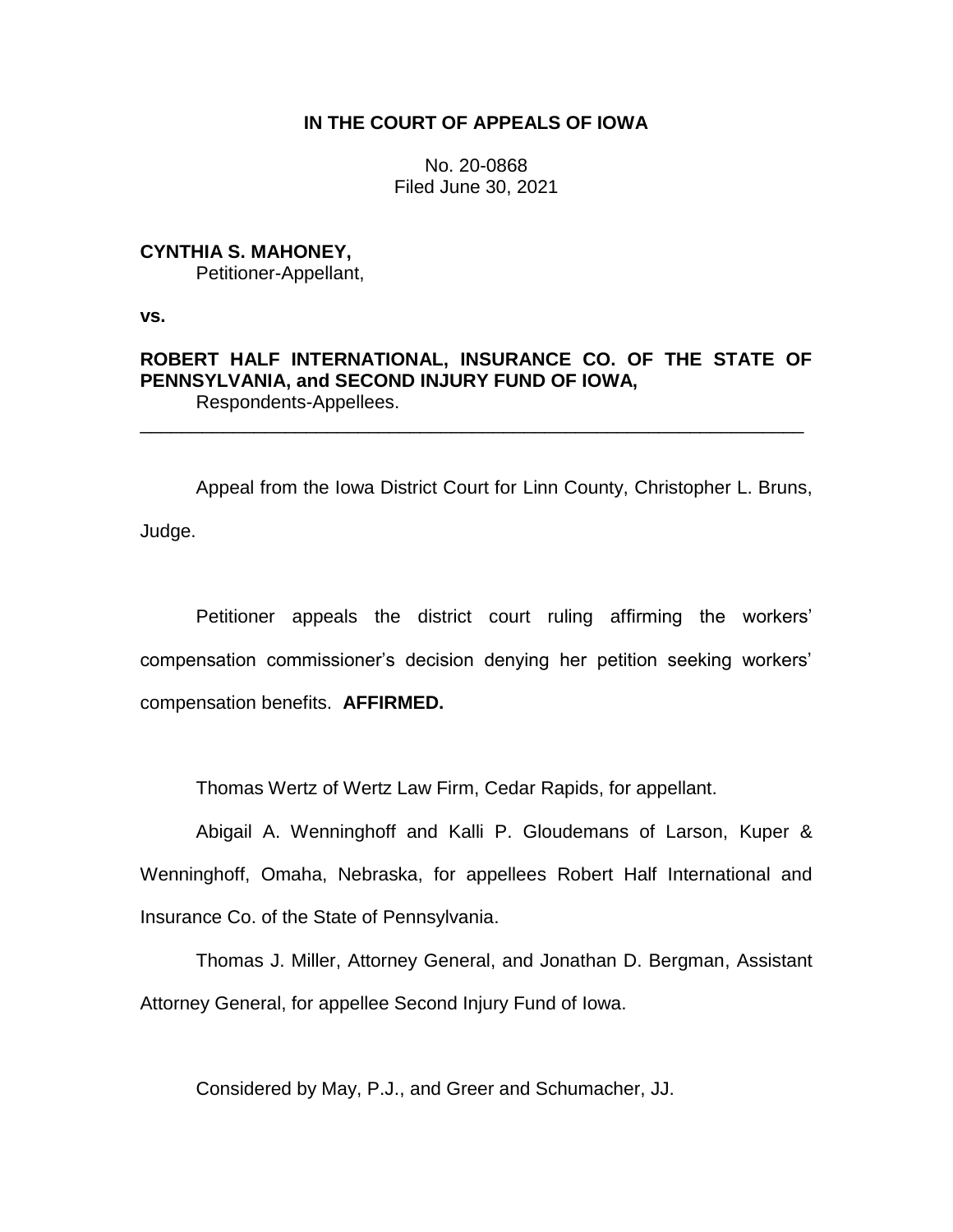# IN THE COURT OF APPEALS OF IOWA

No. 20-0868
Filed June 30, 2021

**CYNTHIA S. MAHONEY,**
Petitioner-Appellant,

**vs.**

**ROBERT HALF INTERNATIONAL, INSURANCE CO. OF THE STATE OF PENNSYLVANIA, and SECOND INJURY FUND OF IOWA,**
Respondents-Appellees.

---

Appeal from the Iowa District Court for Linn County, Christopher L. Bruns, Judge.

Petitioner appeals the district court ruling affirming the workers' compensation commissioner's decision denying her petition seeking workers' compensation benefits. **AFFIRMED.**

Thomas Wertz of Wertz Law Firm, Cedar Rapids, for appellant.

Abigail A. Wenninghoff and Kalli P. Gloudemans of Larson, Kuper & Wenninghoff, Omaha, Nebraska, for appellees Robert Half International and Insurance Co. of the State of Pennsylvania.

Thomas J. Miller, Attorney General, and Jonathan D. Bergman, Assistant Attorney General, for appellee Second Injury Fund of Iowa.

Considered by May, P.J., and Greer and Schumacher, JJ.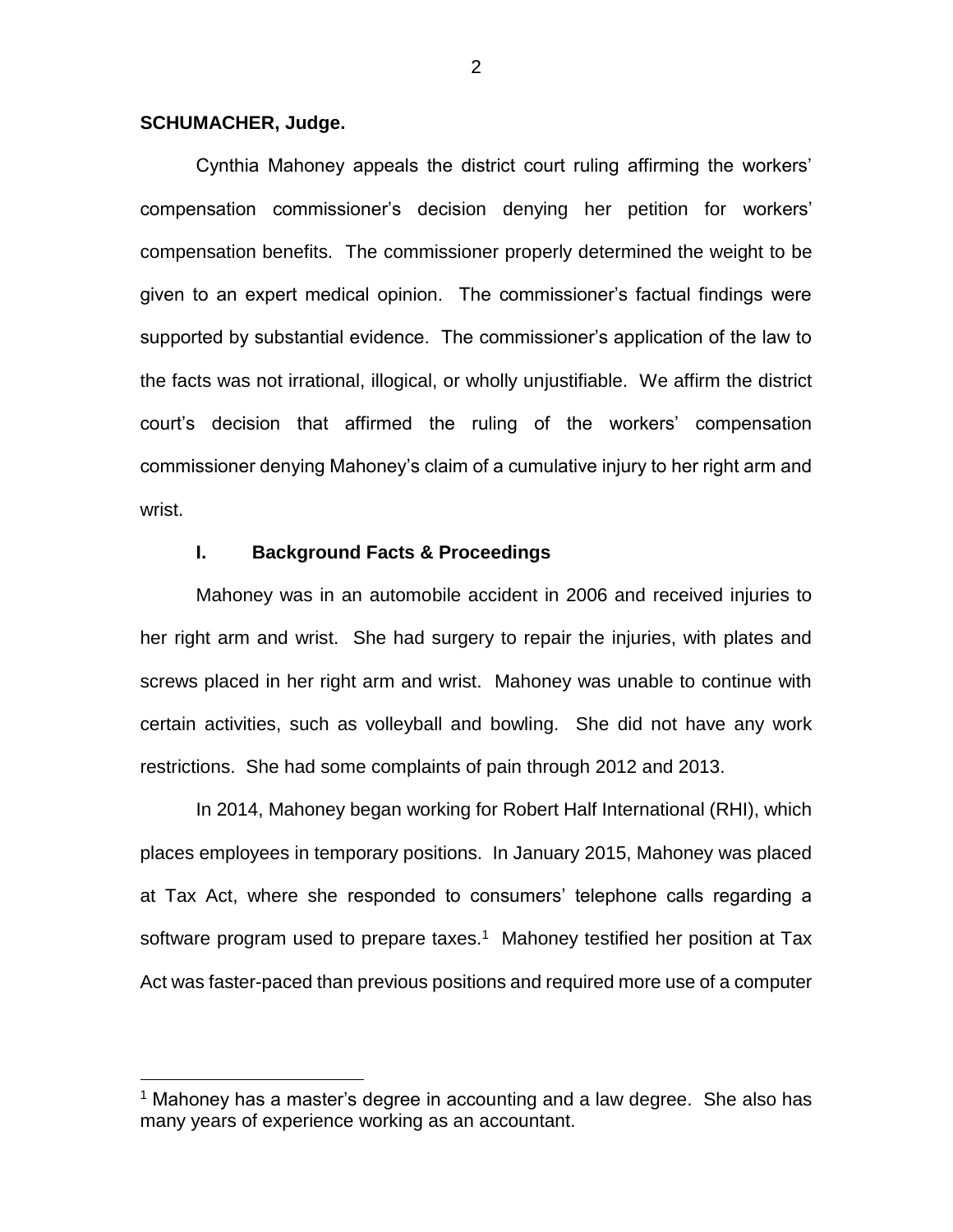**SCHUMACHER, Judge.**

Cynthia Mahoney appeals the district court ruling affirming the workers' compensation commissioner's decision denying her petition for workers' compensation benefits. The commissioner properly determined the weight to be given to an expert medical opinion. The commissioner's factual findings were supported by substantial evidence. The commissioner's application of the law to the facts was not irrational, illogical, or wholly unjustifiable. We affirm the district court's decision that affirmed the ruling of the workers' compensation commissioner denying Mahoney's claim of a cumulative injury to her right arm and wrist.

## I. Background Facts & Proceedings

Mahoney was in an automobile accident in 2006 and received injuries to her right arm and wrist. She had surgery to repair the injuries, with plates and screws placed in her right arm and wrist. Mahoney was unable to continue with certain activities, such as volleyball and bowling. She did not have any work restrictions. She had some complaints of pain through 2012 and 2013.

In 2014, Mahoney began working for Robert Half International (RHI), which places employees in temporary positions. In January 2015, Mahoney was placed at Tax Act, where she responded to consumers' telephone calls regarding a software program used to prepare taxes.[1] Mahoney testified her position at Tax Act was faster-paced than previous positions and required more use of a computer

[1] Mahoney has a master's degree in accounting and a law degree. She also has many years of experience working as an accountant.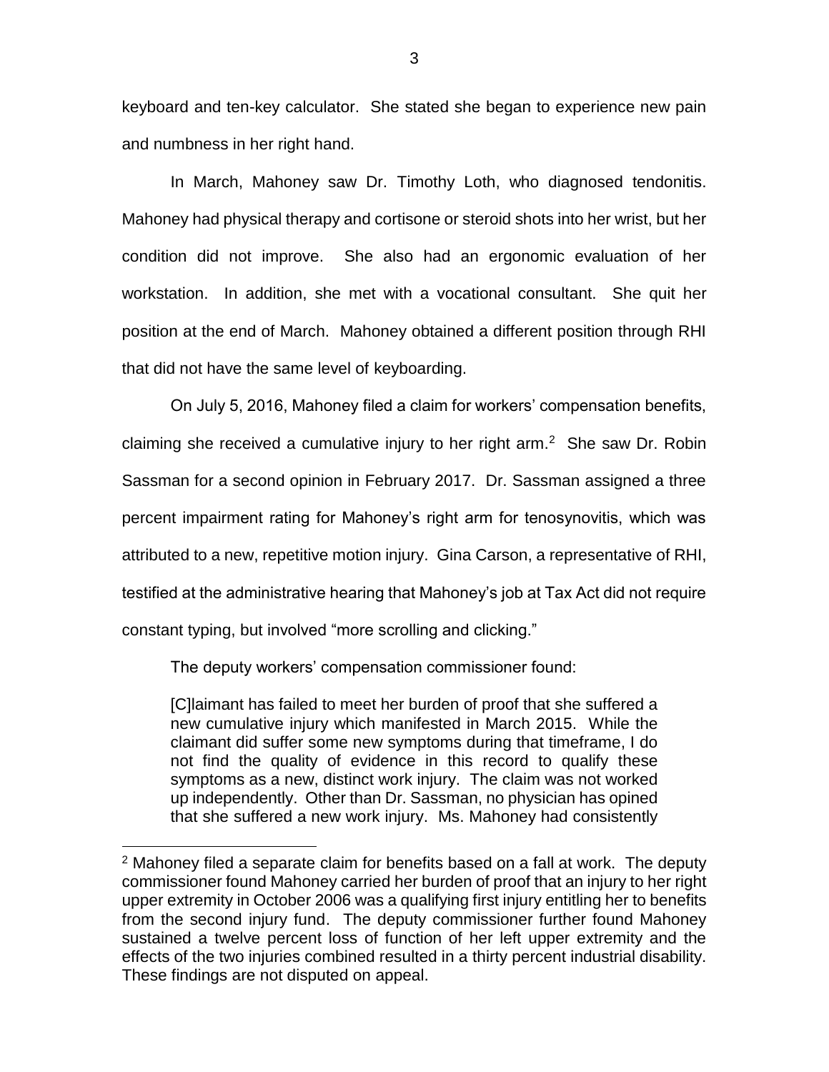keyboard and ten-key calculator. She stated she began to experience new pain and numbness in her right hand.

In March, Mahoney saw Dr. Timothy Loth, who diagnosed tendonitis. Mahoney had physical therapy and cortisone or steroid shots into her wrist, but her condition did not improve. She also had an ergonomic evaluation of her workstation. In addition, she met with a vocational consultant. She quit her position at the end of March. Mahoney obtained a different position through RHI that did not have the same level of keyboarding.

On July 5, 2016, Mahoney filed a claim for workers' compensation benefits, claiming she received a cumulative injury to her right arm.[2] She saw Dr. Robin Sassman for a second opinion in February 2017. Dr. Sassman assigned a three percent impairment rating for Mahoney's right arm for tenosynovitis, which was attributed to a new, repetitive motion injury. Gina Carson, a representative of RHI, testified at the administrative hearing that Mahoney's job at Tax Act did not require constant typing, but involved "more scrolling and clicking."

The deputy workers' compensation commissioner found:

> [C]laimant has failed to meet her burden of proof that she suffered a new cumulative injury which manifested in March 2015. While the claimant did suffer some new symptoms during that timeframe, I do not find the quality of evidence in this record to qualify these symptoms as a new, distinct work injury. The claim was not worked up independently. Other than Dr. Sassman, no physician has opined that she suffered a new work injury. Ms. Mahoney had consistently

---

[2] Mahoney filed a separate claim for benefits based on a fall at work. The deputy commissioner found Mahoney carried her burden of proof that an injury to her right upper extremity in October 2006 was a qualifying first injury entitling her to benefits from the second injury fund. The deputy commissioner further found Mahoney sustained a twelve percent loss of function of her left upper extremity and the effects of the two injuries combined resulted in a thirty percent industrial disability. These findings are not disputed on appeal.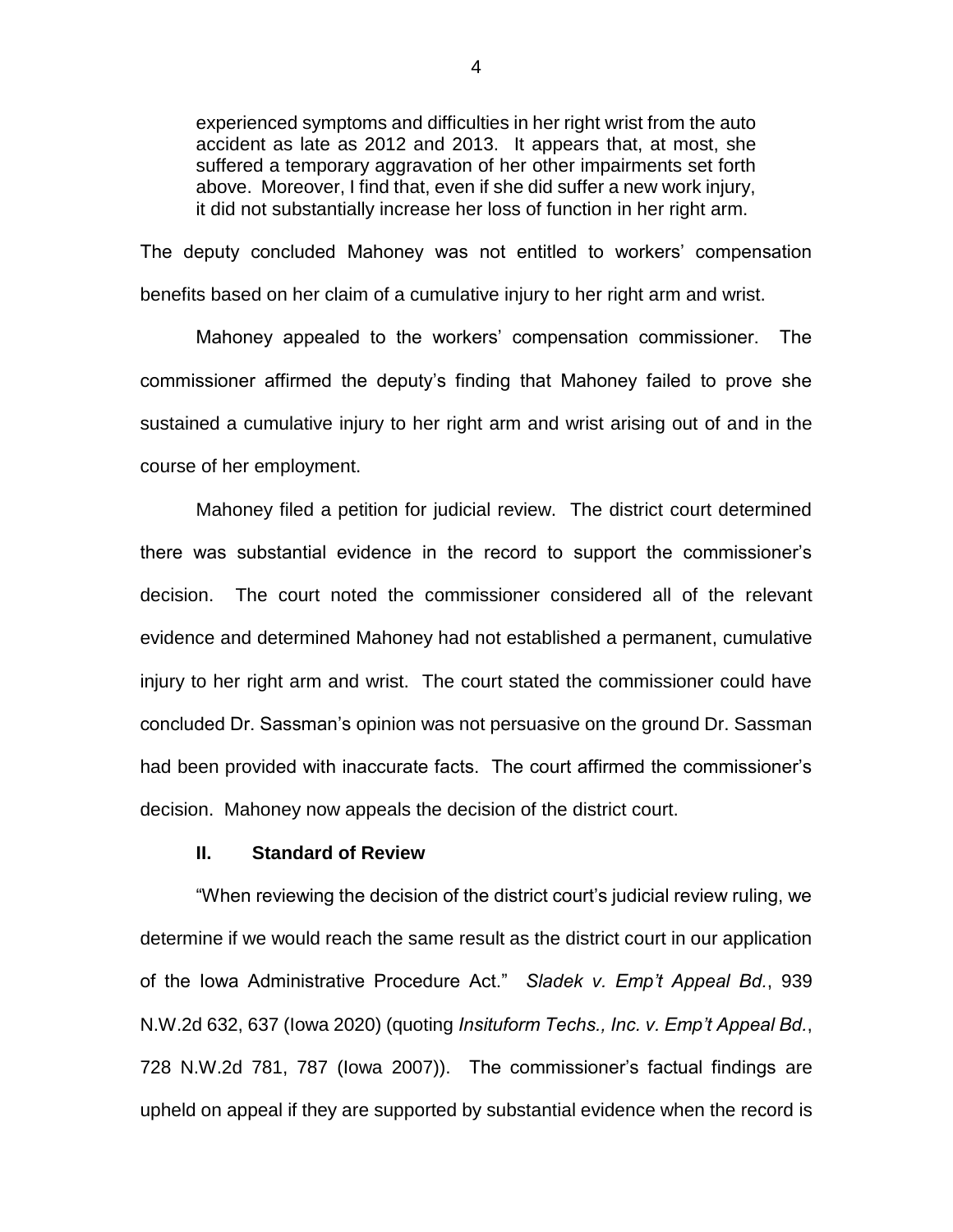> experienced symptoms and difficulties in her right wrist from the auto accident as late as 2012 and 2013. It appears that, at most, she suffered a temporary aggravation of her other impairments set forth above. Moreover, I find that, even if she did suffer a new work injury, it did not substantially increase her loss of function in her right arm.

The deputy concluded Mahoney was not entitled to workers' compensation benefits based on her claim of a cumulative injury to her right arm and wrist.

Mahoney appealed to the workers' compensation commissioner. The commissioner affirmed the deputy's finding that Mahoney failed to prove she sustained a cumulative injury to her right arm and wrist arising out of and in the course of her employment.

Mahoney filed a petition for judicial review. The district court determined there was substantial evidence in the record to support the commissioner's decision. The court noted the commissioner considered all of the relevant evidence and determined Mahoney had not established a permanent, cumulative injury to her right arm and wrist. The court stated the commissioner could have concluded Dr. Sassman's opinion was not persuasive on the ground Dr. Sassman had been provided with inaccurate facts. The court affirmed the commissioner's decision. Mahoney now appeals the decision of the district court.

## II. Standard of Review

"When reviewing the decision of the district court's judicial review ruling, we determine if we would reach the same result as the district court in our application of the Iowa Administrative Procedure Act." *Sladek v. Emp't Appeal Bd.*, 939 N.W.2d 632, 637 (Iowa 2020) (quoting *Insituform Techs., Inc. v. Emp't Appeal Bd.*, 728 N.W.2d 781, 787 (Iowa 2007)). The commissioner's factual findings are upheld on appeal if they are supported by substantial evidence when the record is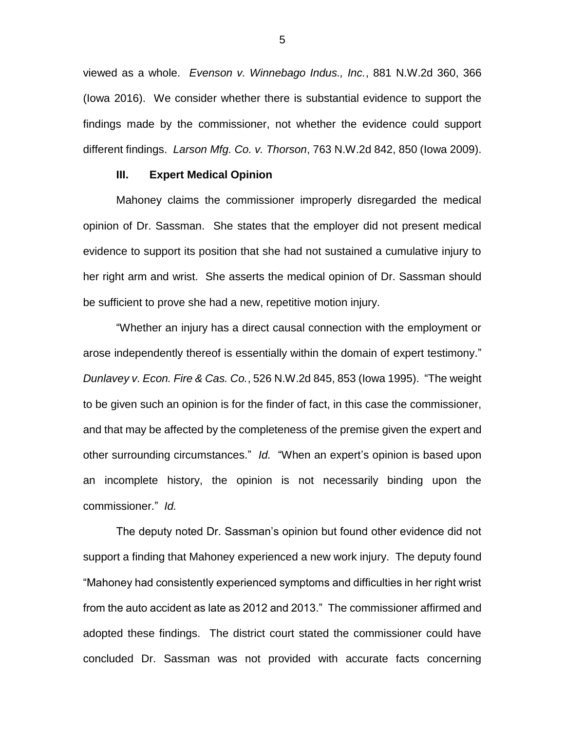viewed as a whole. *Evenson v. Winnebago Indus., Inc.*, 881 N.W.2d 360, 366 (Iowa 2016). We consider whether there is substantial evidence to support the findings made by the commissioner, not whether the evidence could support different findings. *Larson Mfg. Co. v. Thorson*, 763 N.W.2d 842, 850 (Iowa 2009).

### III. Expert Medical Opinion

Mahoney claims the commissioner improperly disregarded the medical opinion of Dr. Sassman. She states that the employer did not present medical evidence to support its position that she had not sustained a cumulative injury to her right arm and wrist. She asserts the medical opinion of Dr. Sassman should be sufficient to prove she had a new, repetitive motion injury.

"Whether an injury has a direct causal connection with the employment or arose independently thereof is essentially within the domain of expert testimony." *Dunlavey v. Econ. Fire & Cas. Co.*, 526 N.W.2d 845, 853 (Iowa 1995). "The weight to be given such an opinion is for the finder of fact, in this case the commissioner, and that may be affected by the completeness of the premise given the expert and other surrounding circumstances." *Id.* "When an expert's opinion is based upon an incomplete history, the opinion is not necessarily binding upon the commissioner." *Id.*

The deputy noted Dr. Sassman's opinion but found other evidence did not support a finding that Mahoney experienced a new work injury. The deputy found "Mahoney had consistently experienced symptoms and difficulties in her right wrist from the auto accident as late as 2012 and 2013." The commissioner affirmed and adopted these findings. The district court stated the commissioner could have concluded Dr. Sassman was not provided with accurate facts concerning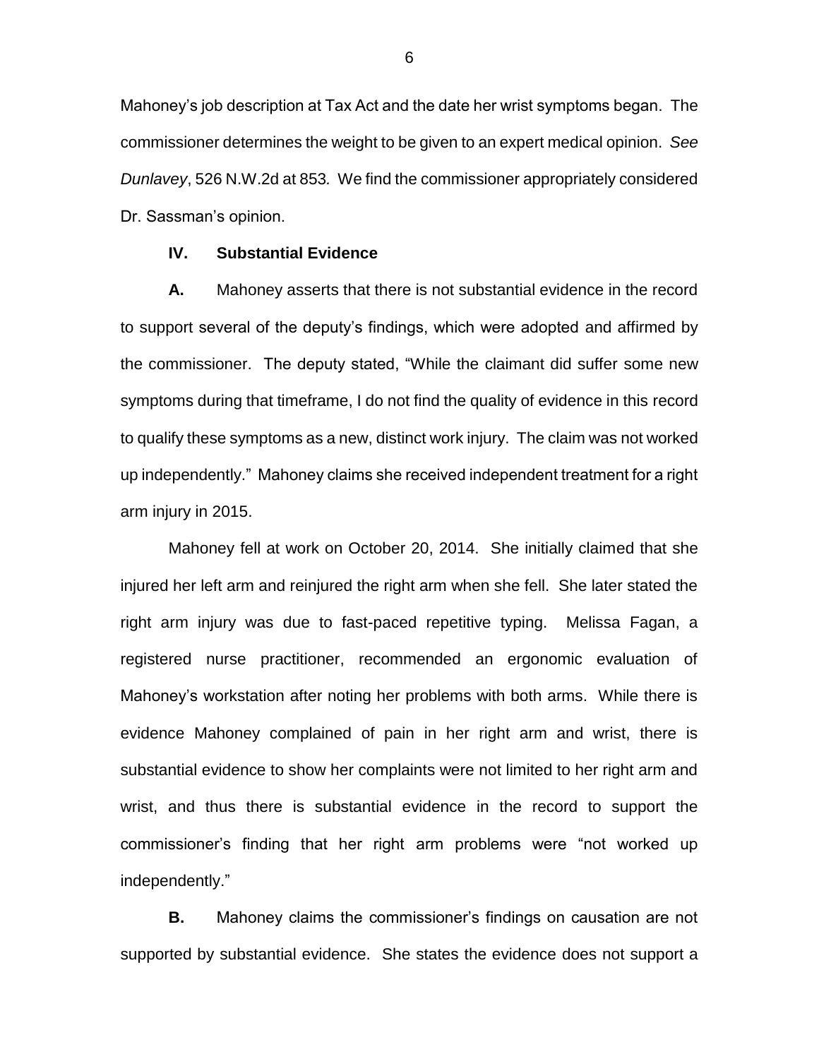Mahoney's job description at Tax Act and the date her wrist symptoms began. The commissioner determines the weight to be given to an expert medical opinion. *See Dunlavey*, 526 N.W.2d at 853. We find the commissioner appropriately considered Dr. Sassman's opinion.

## IV. Substantial Evidence

**A.** Mahoney asserts that there is not substantial evidence in the record to support several of the deputy's findings, which were adopted and affirmed by the commissioner. The deputy stated, "While the claimant did suffer some new symptoms during that timeframe, I do not find the quality of evidence in this record to qualify these symptoms as a new, distinct work injury. The claim was not worked up independently." Mahoney claims she received independent treatment for a right arm injury in 2015.

Mahoney fell at work on October 20, 2014. She initially claimed that she injured her left arm and reinjured the right arm when she fell. She later stated the right arm injury was due to fast-paced repetitive typing. Melissa Fagan, a registered nurse practitioner, recommended an ergonomic evaluation of Mahoney's workstation after noting her problems with both arms. While there is evidence Mahoney complained of pain in her right arm and wrist, there is substantial evidence to show her complaints were not limited to her right arm and wrist, and thus there is substantial evidence in the record to support the commissioner's finding that her right arm problems were "not worked up independently."

**B.** Mahoney claims the commissioner's findings on causation are not supported by substantial evidence. She states the evidence does not support a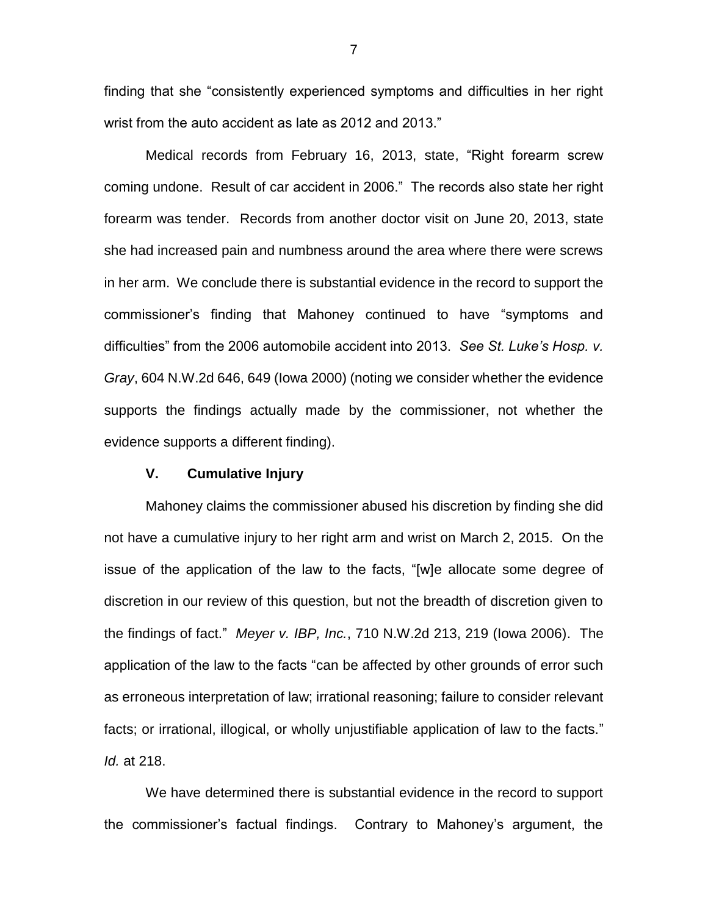finding that she "consistently experienced symptoms and difficulties in her right wrist from the auto accident as late as 2012 and 2013."

Medical records from February 16, 2013, state, "Right forearm screw coming undone. Result of car accident in 2006." The records also state her right forearm was tender. Records from another doctor visit on June 20, 2013, state she had increased pain and numbness around the area where there were screws in her arm. We conclude there is substantial evidence in the record to support the commissioner's finding that Mahoney continued to have "symptoms and difficulties" from the 2006 automobile accident into 2013. *See St. Luke's Hosp. v. Gray*, 604 N.W.2d 646, 649 (Iowa 2000) (noting we consider whether the evidence supports the findings actually made by the commissioner, not whether the evidence supports a different finding).

### V. Cumulative Injury

Mahoney claims the commissioner abused his discretion by finding she did not have a cumulative injury to her right arm and wrist on March 2, 2015. On the issue of the application of the law to the facts, "[w]e allocate some degree of discretion in our review of this question, but not the breadth of discretion given to the findings of fact." *Meyer v. IBP, Inc.*, 710 N.W.2d 213, 219 (Iowa 2006). The application of the law to the facts "can be affected by other grounds of error such as erroneous interpretation of law; irrational reasoning; failure to consider relevant facts; or irrational, illogical, or wholly unjustifiable application of law to the facts." *Id.* at 218.

We have determined there is substantial evidence in the record to support the commissioner's factual findings. Contrary to Mahoney's argument, the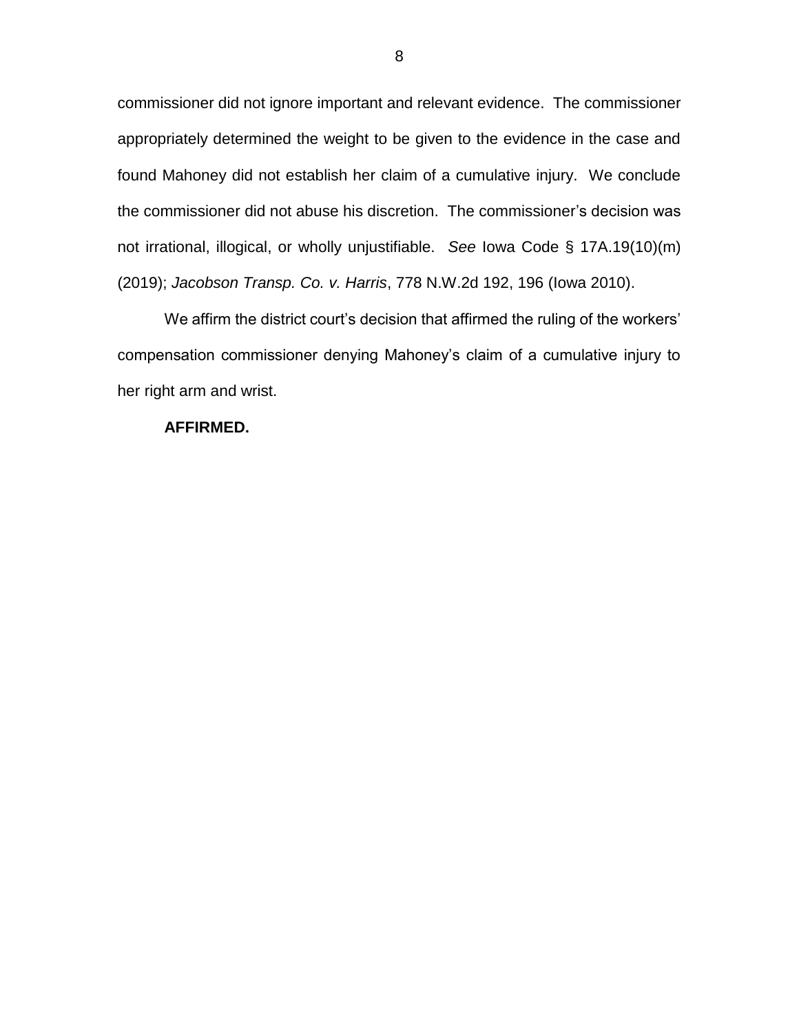commissioner did not ignore important and relevant evidence. The commissioner appropriately determined the weight to be given to the evidence in the case and found Mahoney did not establish her claim of a cumulative injury. We conclude the commissioner did not abuse his discretion. The commissioner's decision was not irrational, illogical, or wholly unjustifiable. *See* Iowa Code § 17A.19(10)(m) (2019); *Jacobson Transp. Co. v. Harris*, 778 N.W.2d 192, 196 (Iowa 2010).

We affirm the district court's decision that affirmed the ruling of the workers' compensation commissioner denying Mahoney's claim of a cumulative injury to her right arm and wrist.

**AFFIRMED.**